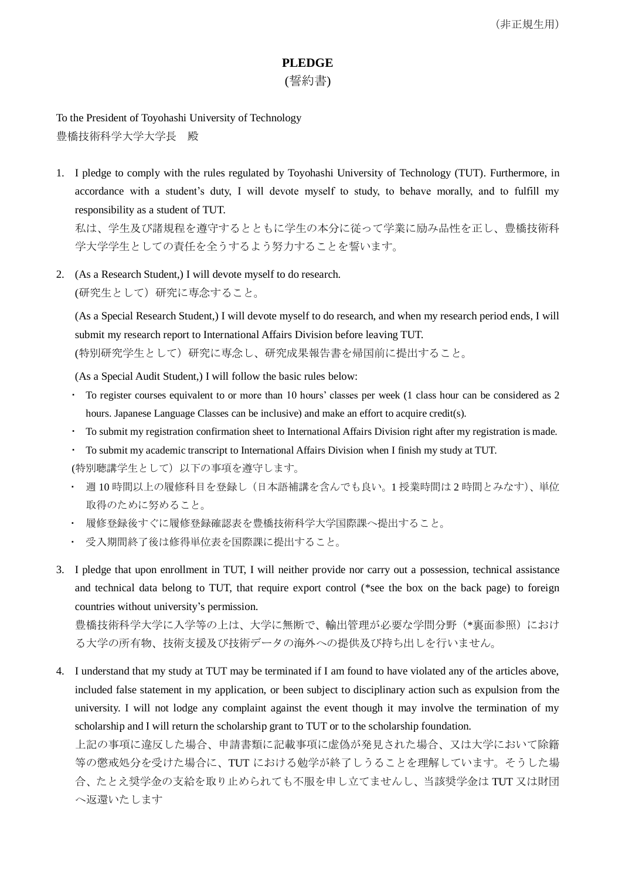（非正規生用）

# PLEDGE

(誓約書)

To the President of Toyohashi University of Technology

豊橋技術科学大学大学長　殿

1. I pledge to comply with the rules regulated by Toyohashi University of Technology (TUT). Furthermore, in accordance with a student's duty, I will devote myself to study, to behave morally, and to fulfill my responsibility as a student of TUT.
   私は、学生及び諸規程を遵守するとともに学生の本分に従って学業に励み品性を正し、豊橋技術科学大学学生としての責任を全うするよう努力することを誓います。

2. (As a Research Student,) I will devote myself to do research.
   (研究生として）研究に専念すること。

   (As a Special Research Student,) I will devote myself to do research, and when my research period ends, I will submit my research report to International Affairs Division before leaving TUT.
   (特別研究学生として）研究に専念し、研究成果報告書を帰国前に提出すること。

   (As a Special Audit Student,) I will follow the basic rules below:
   - To register courses equivalent to or more than 10 hours' classes per week (1 class hour can be considered as 2 hours. Japanese Language Classes can be inclusive) and make an effort to acquire credit(s).
   - To submit my registration confirmation sheet to International Affairs Division right after my registration is made.
   - To submit my academic transcript to International Affairs Division when I finish my study at TUT.

   (特別聴講学生として）以下の事項を遵守します。
   - 週 10 時間以上の履修科目を登録し（日本語補講を含んでも良い。1 授業時間は 2 時間とみなす)、単位取得のために努めること。
   - 履修登録後すぐに履修登録確認表を豊橋技術科学大学国際課へ提出すること。
   - 受入期間終了後は修得単位表を国際課に提出すること。

3. I pledge that upon enrollment in TUT, I will neither provide nor carry out a possession, technical assistance and technical data belong to TUT, that require export control (*see the box on the back page) to foreign countries without university's permission.
   豊橋技術科学大学に入学等の上は、大学に無断で、輸出管理が必要な学問分野（*裏面参照）における大学の所有物、技術支援及び技術データの海外への提供及び持ち出しを行いません。

4. I understand that my study at TUT may be terminated if I am found to have violated any of the articles above, included false statement in my application, or been subject to disciplinary action such as expulsion from the university. I will not lodge any complaint against the event though it may involve the termination of my scholarship and I will return the scholarship grant to TUT or to the scholarship foundation.
   上記の事項に違反した場合、申請書類に記載事項に虚偽が発見された場合、又は大学において除籍等の懲戒処分を受けた場合に、TUT における勉学が終了しうることを理解しています。そうした場合、たとえ奨学金の支給を取り止められても不服を申し立てませんし、当該奨学金は TUT 又は財団へ返還いたします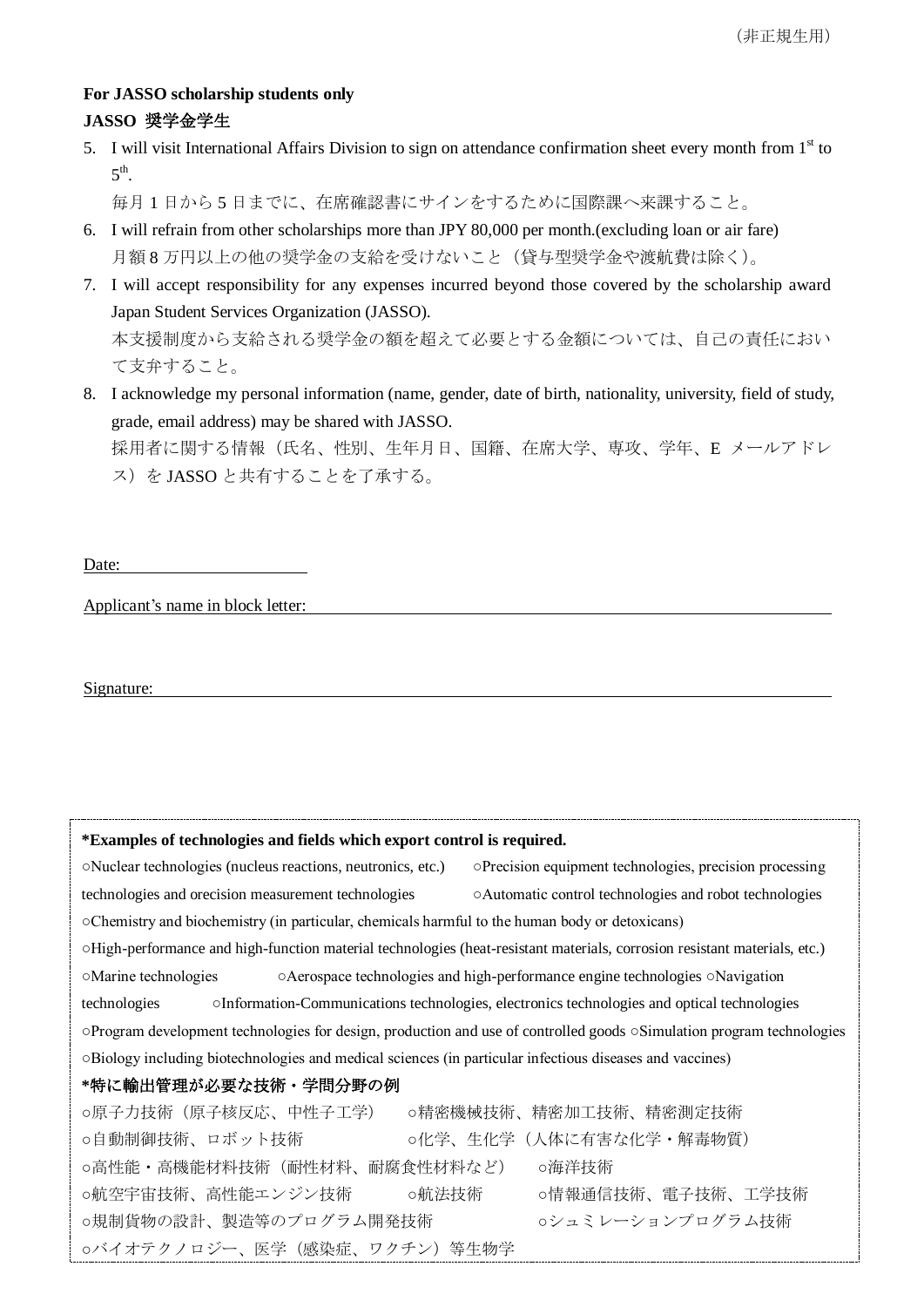（非正規生用）

**For JASSO scholarship students only**

**JASSO 奨学金学生**

5. I will visit International Affairs Division to sign on attendance confirmation sheet every month from 1st to 5th.
   毎月 1 日から 5 日までに、在席確認書にサインをするために国際課へ来課すること。
6. I will refrain from other scholarships more than JPY 80,000 per month.(excluding loan or air fare)
   月額 8 万円以上の他の奨学金の支給を受けないこと（貸与型奨学金や渡航費は除く）。
7. I will accept responsibility for any expenses incurred beyond those covered by the scholarship award Japan Student Services Organization (JASSO).
   本支援制度から支給される奨学金の額を超えて必要とする金額については、自己の責任において支弁すること。
8. I acknowledge my personal information (name, gender, date of birth, nationality, university, field of study, grade, email address) may be shared with JASSO.
   採用者に関する情報（氏名、性別、生年月日、国籍、在席大学、専攻、学年、E メールアドレス）を JASSO と共有することを了承する。

Date: ____________________

Applicant's name in block letter: ____________________

Signature: ____________________

**\*Examples of technologies and fields which export control is required.**

○Nuclear technologies (nucleus reactions, neutronics, etc.) ○Precision equipment technologies, precision processing technologies and orecision measurement technologies ○Automatic control technologies and robot technologies
○Chemistry and biochemistry (in particular, chemicals harmful to the human body or detoxicans)
○High-performance and high-function material technologies (heat-resistant materials, corrosion resistant materials, etc.)
○Marine technologies ○Aerospace technologies and high-performance engine technologies ○Navigation technologies ○Information-Communications technologies, electronics technologies and optical technologies
○Program development technologies for design, production and use of controlled goods ○Simulation program technologies
○Biology including biotechnologies and medical sciences (in particular infectious diseases and vaccines)

**\*特に輸出管理が必要な技術・学問分野の例**

○原子力技術（原子核反応、中性子工学） ○精密機械技術、精密加工技術、精密測定技術
○自動制御技術、ロボット技術 ○化学、生化学（人体に有害な化学・解毒物質）
○高性能・高機能材料技術（耐性材料、耐腐食性材料など） ○海洋技術
○航空宇宙技術、高性能エンジン技術 ○航法技術 ○情報通信技術、電子技術、工学技術
○規制貨物の設計、製造等のプログラム開発技術 ○シュミレーションプログラム技術
○バイオテクノロジー、医学（感染症、ワクチン）等生物学